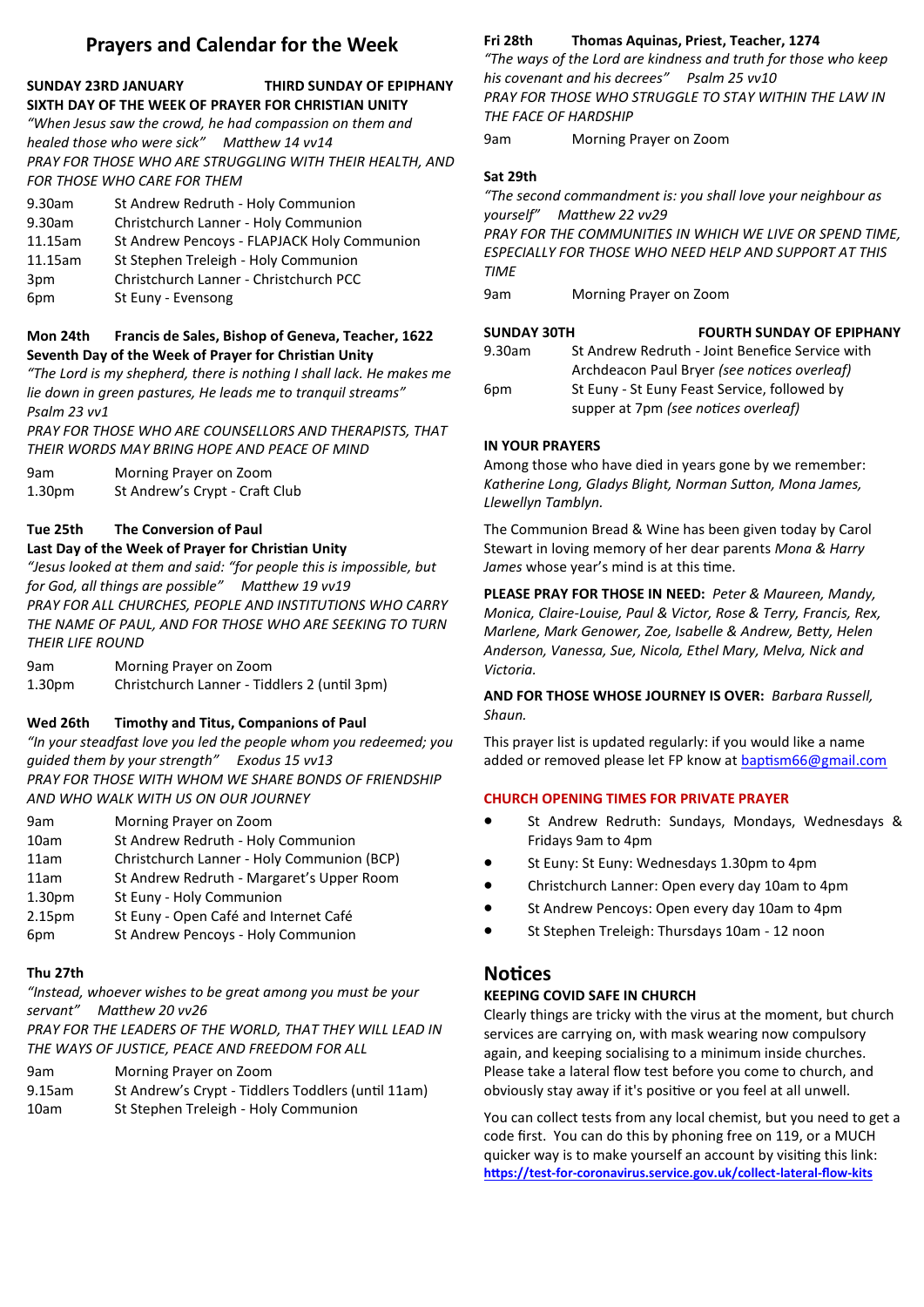# Prayers and Calendar for the Week

**SUNDAY 23RD JANUARY — THIRD SUNDAY OF EPIPHANY**
**SIXTH DAY OF THE WEEK OF PRAYER FOR CHRISTIAN UNITY**

*"When Jesus saw the crowd, he had compassion on them and healed those who were sick" Matthew 14 vv14*

*PRAY FOR THOSE WHO ARE STRUGGLING WITH THEIR HEALTH, AND FOR THOSE WHO CARE FOR THEM*

| | |
|---|---|
| 9.30am | St Andrew Redruth - Holy Communion |
| 9.30am | Christchurch Lanner - Holy Communion |
| 11.15am | St Andrew Pencoys - FLAPJACK Holy Communion |
| 11.15am | St Stephen Treleigh - Holy Communion |
| 3pm | Christchurch Lanner - Christchurch PCC |
| 6pm | St Euny - Evensong |

**Mon 24th Francis de Sales, Bishop of Geneva, Teacher, 1622**
**Seventh Day of the Week of Prayer for Christian Unity**

*"The Lord is my shepherd, there is nothing I shall lack. He makes me lie down in green pastures, He leads me to tranquil streams" Psalm 23 vv1*

*PRAY FOR THOSE WHO ARE COUNSELLORS AND THERAPISTS, THAT THEIR WORDS MAY BRING HOPE AND PEACE OF MIND*

| | |
|---|---|
| 9am | Morning Prayer on Zoom |
| 1.30pm | St Andrew's Crypt - Craft Club |

**Tue 25th The Conversion of Paul**
**Last Day of the Week of Prayer for Christian Unity**

*"Jesus looked at them and said: "for people this is impossible, but for God, all things are possible" Matthew 19 vv19*

*PRAY FOR ALL CHURCHES, PEOPLE AND INSTITUTIONS WHO CARRY THE NAME OF PAUL, AND FOR THOSE WHO ARE SEEKING TO TURN THEIR LIFE ROUND*

| | |
|---|---|
| 9am | Morning Prayer on Zoom |
| 1.30pm | Christchurch Lanner - Tiddlers 2 (until 3pm) |

**Wed 26th Timothy and Titus, Companions of Paul**

*"In your steadfast love you led the people whom you redeemed; you guided them by your strength" Exodus 15 vv13*

*PRAY FOR THOSE WITH WHOM WE SHARE BONDS OF FRIENDSHIP AND WHO WALK WITH US ON OUR JOURNEY*

| | |
|---|---|
| 9am | Morning Prayer on Zoom |
| 10am | St Andrew Redruth - Holy Communion |
| 11am | Christchurch Lanner - Holy Communion (BCP) |
| 11am | St Andrew Redruth - Margaret's Upper Room |
| 1.30pm | St Euny - Holy Communion |
| 2.15pm | St Euny - Open Café and Internet Café |
| 6pm | St Andrew Pencoys - Holy Communion |

**Thu 27th**

*"Instead, whoever wishes to be great among you must be your servant" Matthew 20 vv26*

*PRAY FOR THE LEADERS OF THE WORLD, THAT THEY WILL LEAD IN THE WAYS OF JUSTICE, PEACE AND FREEDOM FOR ALL*

| | |
|---|---|
| 9am | Morning Prayer on Zoom |
| 9.15am | St Andrew's Crypt - Tiddlers Toddlers (until 11am) |
| 10am | St Stephen Treleigh - Holy Communion |

**Fri 28th Thomas Aquinas, Priest, Teacher, 1274**

*"The ways of the Lord are kindness and truth for those who keep his covenant and his decrees" Psalm 25 vv10*

*PRAY FOR THOSE WHO STRUGGLE TO STAY WITHIN THE LAW IN THE FACE OF HARDSHIP*

| | |
|---|---|
| 9am | Morning Prayer on Zoom |

**Sat 29th**

*"The second commandment is: you shall love your neighbour as yourself" Matthew 22 vv29*

*PRAY FOR THE COMMUNITIES IN WHICH WE LIVE OR SPEND TIME, ESPECIALLY FOR THOSE WHO NEED HELP AND SUPPORT AT THIS TIME*

| | |
|---|---|
| 9am | Morning Prayer on Zoom |

**SUNDAY 30TH — FOURTH SUNDAY OF EPIPHANY**

| | |
|---|---|
| 9.30am | St Andrew Redruth - Joint Benefice Service with Archdeacon Paul Bryer *(see notices overleaf)* |
| 6pm | St Euny - St Euny Feast Service, followed by supper at 7pm *(see notices overleaf)* |

**IN YOUR PRAYERS**

Among those who have died in years gone by we remember: *Katherine Long, Gladys Blight, Norman Sutton, Mona James, Llewellyn Tamblyn.*

The Communion Bread & Wine has been given today by Carol Stewart in loving memory of her dear parents *Mona & Harry James* whose year's mind is at this time.

**PLEASE PRAY FOR THOSE IN NEED:** *Peter & Maureen, Mandy, Monica, Claire-Louise, Paul & Victor, Rose & Terry, Francis, Rex, Marlene, Mark Genower, Zoe, Isabelle & Andrew, Betty, Helen Anderson, Vanessa, Sue, Nicola, Ethel Mary, Melva, Nick and Victoria.*

**AND FOR THOSE WHOSE JOURNEY IS OVER:** *Barbara Russell, Shaun.*

This prayer list is updated regularly: if you would like a name added or removed please let FP know at baptism66@gmail.com

**CHURCH OPENING TIMES FOR PRIVATE PRAYER**

- St Andrew Redruth: Sundays, Mondays, Wednesdays & Fridays 9am to 4pm
- St Euny: St Euny: Wednesdays 1.30pm to 4pm
- Christchurch Lanner: Open every day 10am to 4pm
- St Andrew Pencoys: Open every day 10am to 4pm
- St Stephen Treleigh: Thursdays 10am - 12 noon

## Notices

**KEEPING COVID SAFE IN CHURCH**

Clearly things are tricky with the virus at the moment, but church services are carrying on, with mask wearing now compulsory again, and keeping socialising to a minimum inside churches. Please take a lateral flow test before you come to church, and obviously stay away if it's positive or you feel at all unwell.

You can collect tests from any local chemist, but you need to get a code first. You can do this by phoning free on 119, or a MUCH quicker way is to make yourself an account by visiting this link: **https://test-for-coronavirus.service.gov.uk/collect-lateral-flow-kits**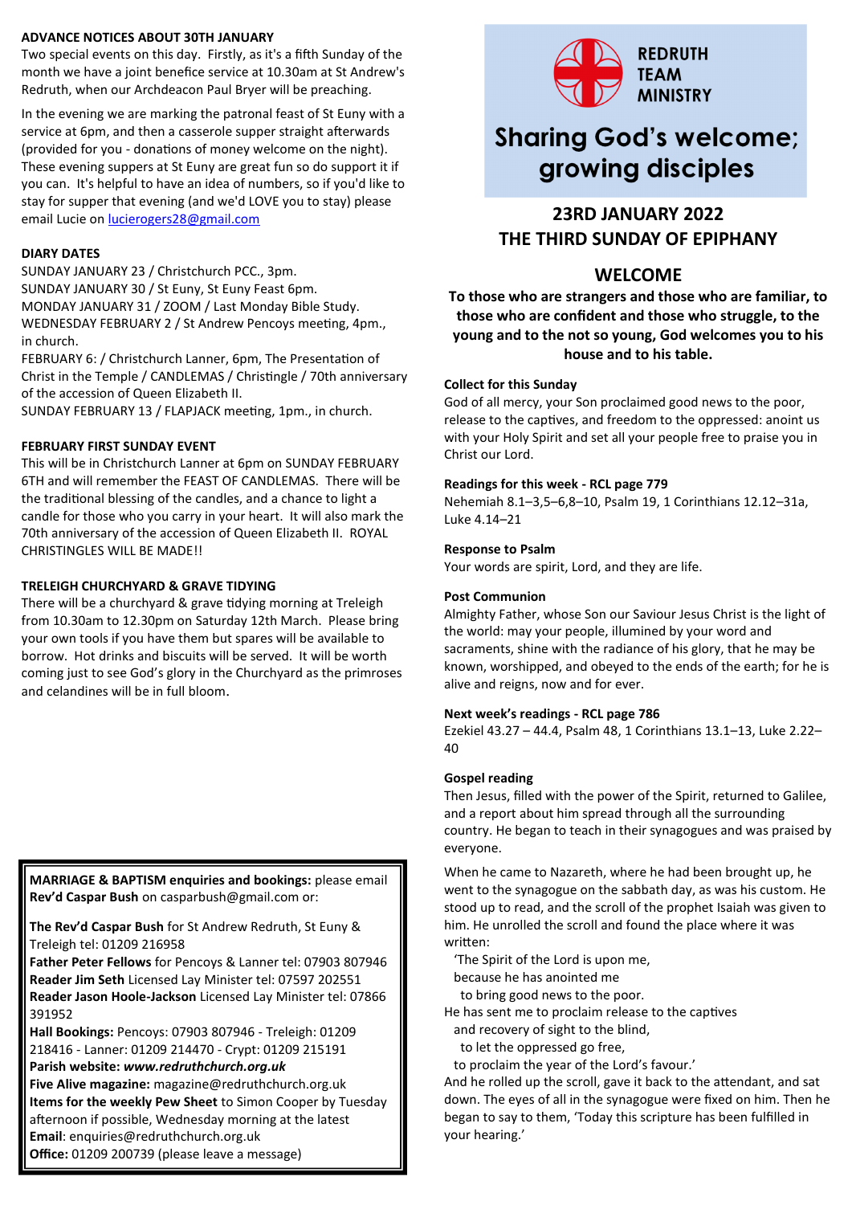**ADVANCE NOTICES ABOUT 30TH JANUARY**

Two special events on this day. Firstly, as it's a fifth Sunday of the month we have a joint benefice service at 10.30am at St Andrew's Redruth, when our Archdeacon Paul Bryer will be preaching.

In the evening we are marking the patronal feast of St Euny with a service at 6pm, and then a casserole supper straight afterwards (provided for you - donations of money welcome on the night). These evening suppers at St Euny are great fun so do support it if you can. It's helpful to have an idea of numbers, so if you'd like to stay for supper that evening (and we'd LOVE you to stay) please email Lucie on lucierogers28@gmail.com

**DIARY DATES**

SUNDAY JANUARY 23 / Christchurch PCC., 3pm.
SUNDAY JANUARY 30 / St Euny, St Euny Feast 6pm.
MONDAY JANUARY 31 / ZOOM / Last Monday Bible Study.
WEDNESDAY FEBRUARY 2 / St Andrew Pencoys meeting, 4pm., in church.
FEBRUARY 6: / Christchurch Lanner, 6pm, The Presentation of Christ in the Temple / CANDLEMAS / Christingle / 70th anniversary of the accession of Queen Elizabeth II.
SUNDAY FEBRUARY 13 / FLAPJACK meeting, 1pm., in church.

**FEBRUARY FIRST SUNDAY EVENT**

This will be in Christchurch Lanner at 6pm on SUNDAY FEBRUARY 6TH and will remember the FEAST OF CANDLEMAS. There will be the traditional blessing of the candles, and a chance to light a candle for those who you carry in your heart. It will also mark the 70th anniversary of the accession of Queen Elizabeth II. ROYAL CHRISTINGLES WILL BE MADE!!

**TRELEIGH CHURCHYARD & GRAVE TIDYING**

There will be a churchyard & grave tidying morning at Treleigh from 10.30am to 12.30pm on Saturday 12th March. Please bring your own tools if you have them but spares will be available to borrow. Hot drinks and biscuits will be served. It will be worth coming just to see God's glory in the Churchyard as the primroses and celandines will be in full bloom.

**MARRIAGE & BAPTISM enquiries and bookings:** please email **Rev'd Caspar Bush** on casparbush@gmail.com or:

**The Rev'd Caspar Bush** for St Andrew Redruth, St Euny & Treleigh tel: 01209 216958
**Father Peter Fellows** for Pencoys & Lanner tel: 07903 807946
**Reader Jim Seth** Licensed Lay Minister tel: 07597 202551
**Reader Jason Hoole-Jackson** Licensed Lay Minister tel: 07866 391952
**Hall Bookings:** Pencoys: 07903 807946 - Treleigh: 01209 218416 - Lanner: 01209 214470 - Crypt: 01209 215191
**Parish website:** ***www.redruthchurch.org.uk***
**Five Alive magazine:** magazine@redruthchurch.org.uk
**Items for the weekly Pew Sheet** to Simon Cooper by Tuesday afternoon if possible, Wednesday morning at the latest
**Email**: enquiries@redruthchurch.org.uk
**Office:** 01209 200739 (please leave a message)

**REDRUTH TEAM MINISTRY**

# Sharing God's welcome; growing disciples

## 23RD JANUARY 2022
## THE THIRD SUNDAY OF EPIPHANY

## WELCOME

**To those who are strangers and those who are familiar, to those who are confident and those who struggle, to the young and to the not so young, God welcomes you to his house and to his table.**

**Collect for this Sunday**

God of all mercy, your Son proclaimed good news to the poor, release to the captives, and freedom to the oppressed: anoint us with your Holy Spirit and set all your people free to praise you in Christ our Lord.

**Readings for this week - RCL page 779**

Nehemiah 8.1–3,5–6,8–10, Psalm 19, 1 Corinthians 12.12–31a, Luke 4.14–21

**Response to Psalm**

Your words are spirit, Lord, and they are life.

**Post Communion**

Almighty Father, whose Son our Saviour Jesus Christ is the light of the world: may your people, illumined by your word and sacraments, shine with the radiance of his glory, that he may be known, worshipped, and obeyed to the ends of the earth; for he is alive and reigns, now and for ever.

**Next week's readings - RCL page 786**

Ezekiel 43.27 – 44.4, Psalm 48, 1 Corinthians 13.1–13, Luke 2.22–40

**Gospel reading**

Then Jesus, filled with the power of the Spirit, returned to Galilee, and a report about him spread through all the surrounding country. He began to teach in their synagogues and was praised by everyone.

When he came to Nazareth, where he had been brought up, he went to the synagogue on the sabbath day, as was his custom. He stood up to read, and the scroll of the prophet Isaiah was given to him. He unrolled the scroll and found the place where it was written:

'The Spirit of the Lord is upon me,
because he has anointed me
to bring good news to the poor.
He has sent me to proclaim release to the captives
and recovery of sight to the blind,
to let the oppressed go free,
to proclaim the year of the Lord's favour.'

And he rolled up the scroll, gave it back to the attendant, and sat down. The eyes of all in the synagogue were fixed on him. Then he began to say to them, 'Today this scripture has been fulfilled in your hearing.'